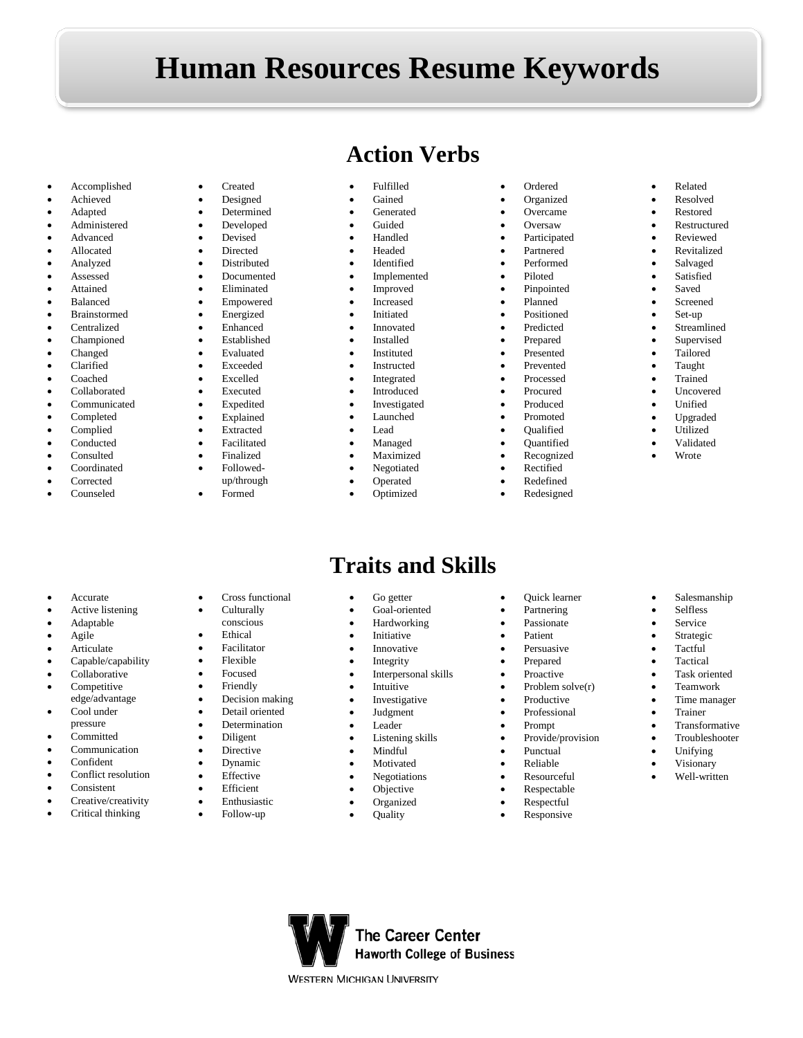# Human Resources Resume Keywords

## Action Verbs

- Accomplished
- Achieved
- Adapted
- Administered
- Advanced
- Allocated
- Analyzed
- Assessed
- Attained
- Balanced
- Brainstormed
- Centralized
- Championed
- Changed
- Clarified
- Coached
- Collaborated
- Communicated
- Completed
- Complied
- Conducted
- Consulted
- Coordinated
- Corrected
- Counseled
- Created
- Designed
- Determined
- Developed
- Devised
- Directed
- Distributed
- Documented
- Eliminated
- Empowered
- Energized
- Enhanced
- Established
- Evaluated
- Exceeded
- Excelled
- Executed
- Expedited
- Explained
- Extracted
- Facilitated
- Finalized
- Followed-up/through
- Formed
- Fulfilled
- Gained
- Generated
- Guided
- Handled
- Headed
- Identified
- Implemented
- Improved
- Increased
- Initiated
- Innovated
- Installed
- Instituted
- Instructed
- Integrated
- Introduced
- Investigated
- Launched
- Lead
- Managed
- Maximized
- Negotiated
- Operated
- Optimized
- Ordered
- Organized
- Overcame
- Oversaw
- Participated
- Partnered
- Performed
- Piloted
- Pinpointed
- Planned
- Positioned
- Predicted
- Prepared
- Presented
- Prevented
- Processed
- Procured
- Produced
- Promoted
- Qualified
- Quantified
- Recognized
- Rectified
- Redefined
- Redesigned
- Related
- Resolved
- Restored
- Restructured
- Reviewed
- Revitalized
- Salvaged
- Satisfied
- Saved
- Screened
- Set-up
- Streamlined
- Supervised
- Tailored
- Taught
- Trained
- Uncovered
- Unified
- Upgraded
- Utilized
- Validated
- Wrote

## Traits and Skills

- Accurate
- Active listening
- Adaptable
- Agile
- Articulate
- Capable/capability
- Collaborative
- Competitive edge/advantage
- Cool under pressure
- Committed
- Communication
- Confident
- Conflict resolution
- Consistent
- Creative/creativity
- Critical thinking
- Cross functional
- Culturally conscious
- Ethical
- Facilitator
- Flexible
- Focused
- Friendly
- Decision making
- Detail oriented
- Determination
- Diligent
- Directive
- Dynamic
- Effective
- Efficient
- Enthusiastic
- Follow-up
- Go getter
- Goal-oriented
- Hardworking
- Initiative
- Innovative
- Integrity
- Interpersonal skills
- Intuitive
- Investigative
- Judgment
- Leader
- Listening skills
- Mindful
- Motivated
- Negotiations
- Objective
- Organized
- Quality
- Quick learner
- Partnering
- Passionate
- Patient
- Persuasive
- Prepared
- Proactive
- Problem solve(r)
- Productive
- Professional
- Prompt
- Provide/provision
- Punctual
- Reliable
- Resourceful
- Respectable
- Respectful
- Responsive
- Salesmanship
- Selfless
- Service
- Strategic
- Tactful
- Tactical
- Task oriented
- Teamwork
- Time manager
- Trainer
- Transformative
- Troubleshooter
- Unifying
- Visionary
- Well-written

The Career Center
Haworth College of Business
Western Michigan University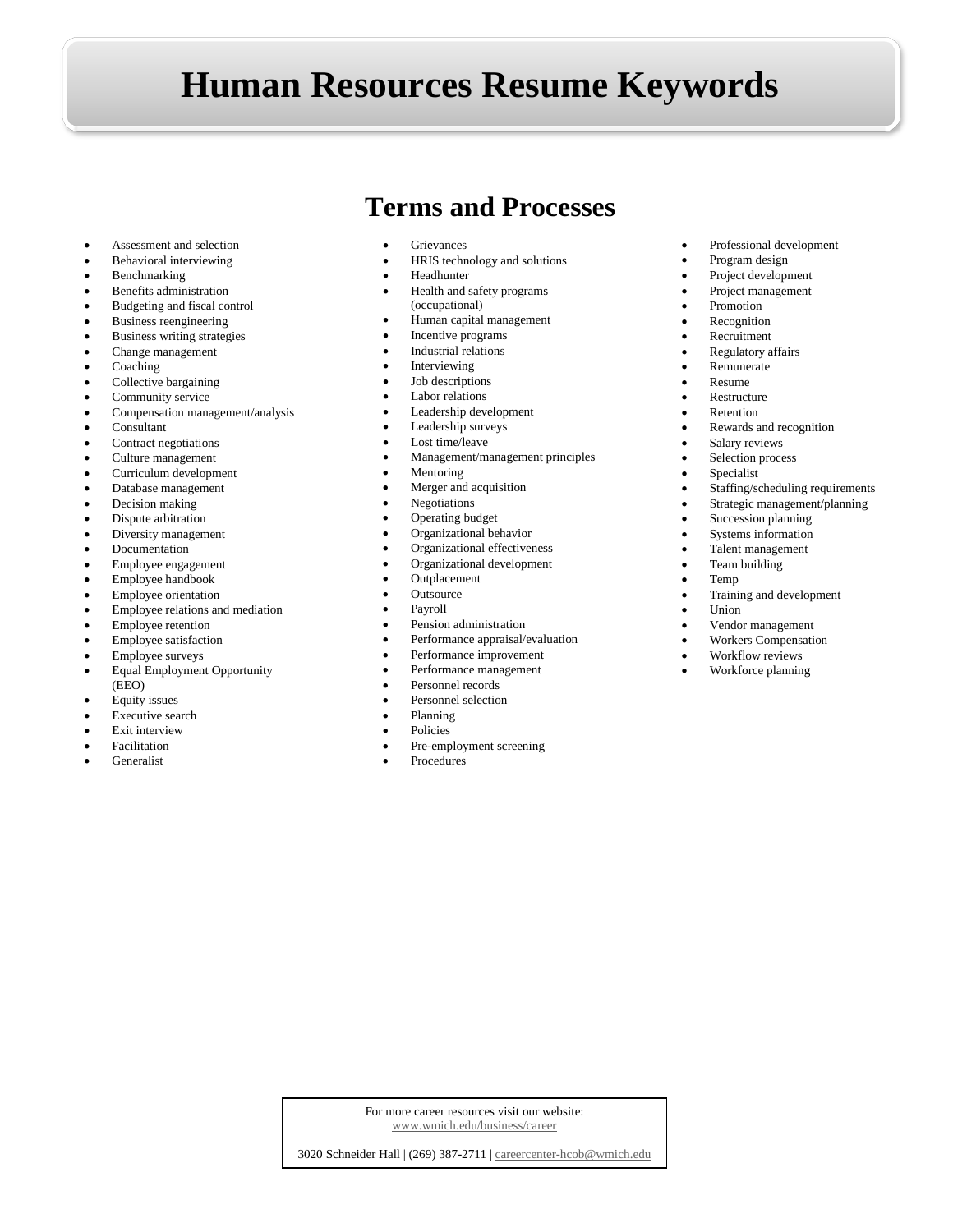# Human Resources Resume Keywords

## Terms and Processes

- Assessment and selection
- Behavioral interviewing
- Benchmarking
- Benefits administration
- Budgeting and fiscal control
- Business reengineering
- Business writing strategies
- Change management
- Coaching
- Collective bargaining
- Community service
- Compensation management/analysis
- Consultant
- Contract negotiations
- Culture management
- Curriculum development
- Database management
- Decision making
- Dispute arbitration
- Diversity management
- Documentation
- Employee engagement
- Employee handbook
- Employee orientation
- Employee relations and mediation
- Employee retention
- Employee satisfaction
- Employee surveys
- Equal Employment Opportunity (EEO)
- Equity issues
- Executive search
- Exit interview
- Facilitation
- Generalist
- Grievances
- HRIS technology and solutions
- Headhunter
- Health and safety programs (occupational)
- Human capital management
- Incentive programs
- Industrial relations
- Interviewing
- Job descriptions
- Labor relations
- Leadership development
- Leadership surveys
- Lost time/leave
- Management/management principles
- Mentoring
- Merger and acquisition
- Negotiations
- Operating budget
- Organizational behavior
- Organizational effectiveness
- Organizational development
- Outplacement
- Outsource
- Payroll
- Pension administration
- Performance appraisal/evaluation
- Performance improvement
- Performance management
- Personnel records
- Personnel selection
- Planning
- Policies
- Pre-employment screening
- Procedures
- Professional development
- Program design
- Project development
- Project management
- Promotion
- Recognition
- Recruitment
- Regulatory affairs
- Remunerate
- Resume
- Restructure
- Retention
- Rewards and recognition
- Salary reviews
- Selection process
- Specialist
- Staffing/scheduling requirements
- Strategic management/planning
- Succession planning
- Systems information
- Talent management
- Team building
- Temp
- Training and development
- Union
- Vendor management
- Workers Compensation
- Workflow reviews
- Workforce planning

For more career resources visit our website:
www.wmich.edu/business/career

3020 Schneider Hall | (269) 387-2711 | careercenter-hcob@wmich.edu